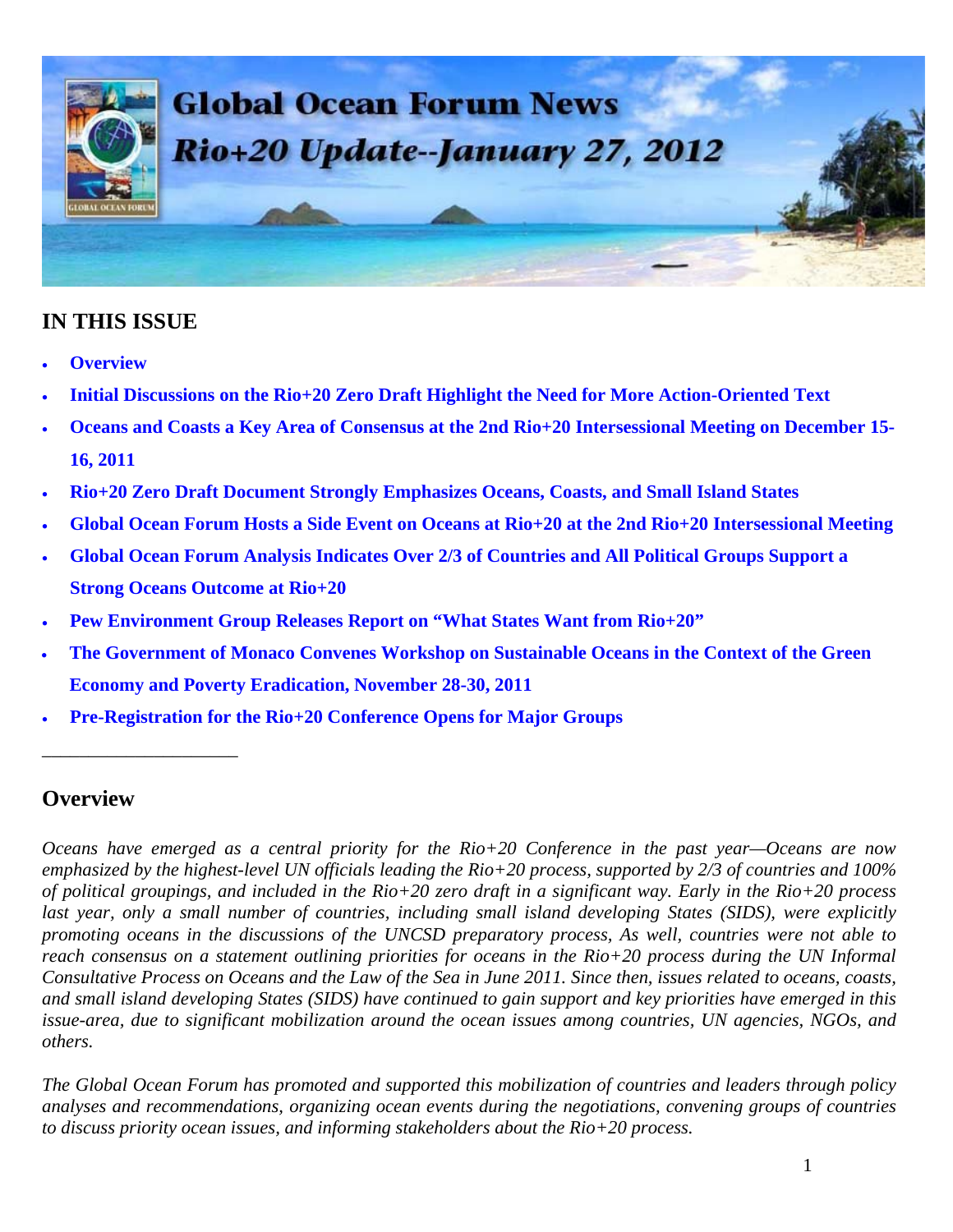# Global Ocean Forum News

## Rio+20 Update--January 27, 2012

## IN THIS ISSUE

- **Overview**
- **Initial Discussions on the Rio+20 Zero Draft Highlight the Need for More Action-Oriented Text**
- **Oceans and Coasts a Key Area of Consensus at the 2nd Rio+20 Intersessional Meeting on December 15-16, 2011**
- **Rio+20 Zero Draft Document Strongly Emphasizes Oceans, Coasts, and Small Island States**
- **Global Ocean Forum Hosts a Side Event on Oceans at Rio+20 at the 2nd Rio+20 Intersessional Meeting**
- **Global Ocean Forum Analysis Indicates Over 2/3 of Countries and All Political Groups Support a Strong Oceans Outcome at Rio+20**
- **Pew Environment Group Releases Report on "What States Want from Rio+20"**
- **The Government of Monaco Convenes Workshop on Sustainable Oceans in the Context of the Green Economy and Poverty Eradication, November 28-30, 2011**
- **Pre-Registration for the Rio+20 Conference Opens for Major Groups**

---

## Overview

*Oceans have emerged as a central priority for the Rio+20 Conference in the past year—Oceans are now emphasized by the highest-level UN officials leading the Rio+20 process, supported by 2/3 of countries and 100% of political groupings, and included in the Rio+20 zero draft in a significant way. Early in the Rio+20 process last year, only a small number of countries, including small island developing States (SIDS), were explicitly promoting oceans in the discussions of the UNCSD preparatory process, As well, countries were not able to reach consensus on a statement outlining priorities for oceans in the Rio+20 process during the UN Informal Consultative Process on Oceans and the Law of the Sea in June 2011. Since then, issues related to oceans, coasts, and small island developing States (SIDS) have continued to gain support and key priorities have emerged in this issue-area, due to significant mobilization around the ocean issues among countries, UN agencies, NGOs, and others.*

*The Global Ocean Forum has promoted and supported this mobilization of countries and leaders through policy analyses and recommendations, organizing ocean events during the negotiations, convening groups of countries to discuss priority ocean issues, and informing stakeholders about the Rio+20 process.*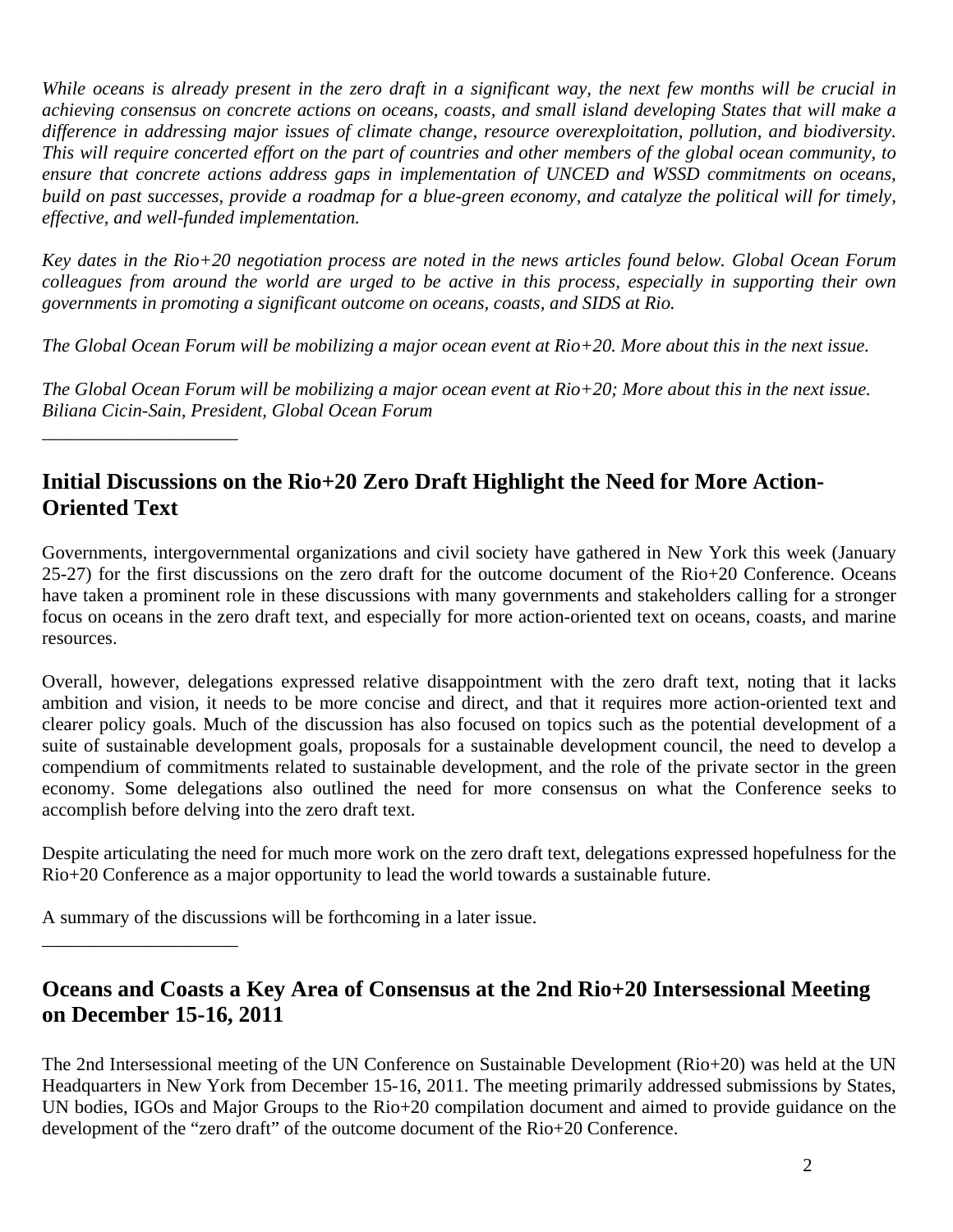*While oceans is already present in the zero draft in a significant way, the next few months will be crucial in achieving consensus on concrete actions on oceans, coasts, and small island developing States that will make a difference in addressing major issues of climate change, resource overexploitation, pollution, and biodiversity. This will require concerted effort on the part of countries and other members of the global ocean community, to ensure that concrete actions address gaps in implementation of UNCED and WSSD commitments on oceans, build on past successes, provide a roadmap for a blue-green economy, and catalyze the political will for timely, effective, and well-funded implementation.*

*Key dates in the Rio+20 negotiation process are noted in the news articles found below. Global Ocean Forum colleagues from around the world are urged to be active in this process, especially in supporting their own governments in promoting a significant outcome on oceans, coasts, and SIDS at Rio.*

*The Global Ocean Forum will be mobilizing a major ocean event at Rio+20. More about this in the next issue.*

*The Global Ocean Forum will be mobilizing a major ocean event at Rio+20; More about this in the next issue.*
*Biliana Cicin-Sain, President, Global Ocean Forum*

---

## Initial Discussions on the Rio+20 Zero Draft Highlight the Need for More Action-Oriented Text

Governments, intergovernmental organizations and civil society have gathered in New York this week (January 25-27) for the first discussions on the zero draft for the outcome document of the Rio+20 Conference. Oceans have taken a prominent role in these discussions with many governments and stakeholders calling for a stronger focus on oceans in the zero draft text, and especially for more action-oriented text on oceans, coasts, and marine resources.

Overall, however, delegations expressed relative disappointment with the zero draft text, noting that it lacks ambition and vision, it needs to be more concise and direct, and that it requires more action-oriented text and clearer policy goals. Much of the discussion has also focused on topics such as the potential development of a suite of sustainable development goals, proposals for a sustainable development council, the need to develop a compendium of commitments related to sustainable development, and the role of the private sector in the green economy. Some delegations also outlined the need for more consensus on what the Conference seeks to accomplish before delving into the zero draft text.

Despite articulating the need for much more work on the zero draft text, delegations expressed hopefulness for the Rio+20 Conference as a major opportunity to lead the world towards a sustainable future.

A summary of the discussions will be forthcoming in a later issue.

---

## Oceans and Coasts a Key Area of Consensus at the 2nd Rio+20 Intersessional Meeting on December 15-16, 2011

The 2nd Intersessional meeting of the UN Conference on Sustainable Development (Rio+20) was held at the UN Headquarters in New York from December 15-16, 2011. The meeting primarily addressed submissions by States, UN bodies, IGOs and Major Groups to the Rio+20 compilation document and aimed to provide guidance on the development of the "zero draft" of the outcome document of the Rio+20 Conference.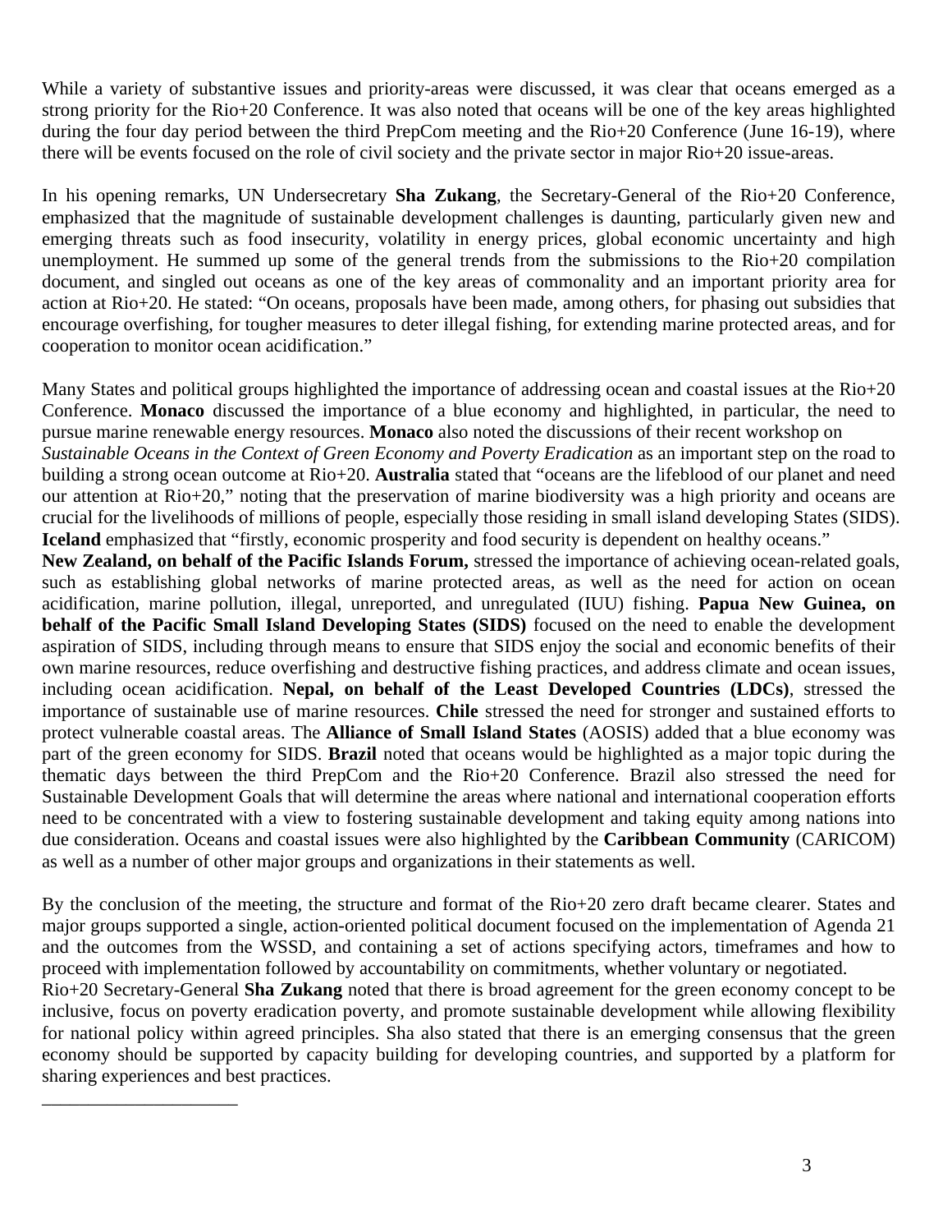While a variety of substantive issues and priority-areas were discussed, it was clear that oceans emerged as a strong priority for the Rio+20 Conference. It was also noted that oceans will be one of the key areas highlighted during the four day period between the third PrepCom meeting and the Rio+20 Conference (June 16-19), where there will be events focused on the role of civil society and the private sector in major Rio+20 issue-areas.

In his opening remarks, UN Undersecretary **Sha Zukang**, the Secretary-General of the Rio+20 Conference, emphasized that the magnitude of sustainable development challenges is daunting, particularly given new and emerging threats such as food insecurity, volatility in energy prices, global economic uncertainty and high unemployment. He summed up some of the general trends from the submissions to the Rio+20 compilation document, and singled out oceans as one of the key areas of commonality and an important priority area for action at Rio+20. He stated: "On oceans, proposals have been made, among others, for phasing out subsidies that encourage overfishing, for tougher measures to deter illegal fishing, for extending marine protected areas, and for cooperation to monitor ocean acidification."

Many States and political groups highlighted the importance of addressing ocean and coastal issues at the Rio+20 Conference. **Monaco** discussed the importance of a blue economy and highlighted, in particular, the need to pursue marine renewable energy resources. **Monaco** also noted the discussions of their recent workshop on *Sustainable Oceans in the Context of Green Economy and Poverty Eradication* as an important step on the road to building a strong ocean outcome at Rio+20. **Australia** stated that "oceans are the lifeblood of our planet and need our attention at Rio+20," noting that the preservation of marine biodiversity was a high priority and oceans are crucial for the livelihoods of millions of people, especially those residing in small island developing States (SIDS). **Iceland** emphasized that "firstly, economic prosperity and food security is dependent on healthy oceans." **New Zealand, on behalf of the Pacific Islands Forum,** stressed the importance of achieving ocean-related goals, such as establishing global networks of marine protected areas, as well as the need for action on ocean acidification, marine pollution, illegal, unreported, and unregulated (IUU) fishing. **Papua New Guinea, on behalf of the Pacific Small Island Developing States (SIDS)** focused on the need to enable the development aspiration of SIDS, including through means to ensure that SIDS enjoy the social and economic benefits of their own marine resources, reduce overfishing and destructive fishing practices, and address climate and ocean issues, including ocean acidification. **Nepal, on behalf of the Least Developed Countries (LDCs)**, stressed the importance of sustainable use of marine resources. **Chile** stressed the need for stronger and sustained efforts to protect vulnerable coastal areas. The **Alliance of Small Island States** (AOSIS) added that a blue economy was part of the green economy for SIDS. **Brazil** noted that oceans would be highlighted as a major topic during the thematic days between the third PrepCom and the Rio+20 Conference. Brazil also stressed the need for Sustainable Development Goals that will determine the areas where national and international cooperation efforts need to be concentrated with a view to fostering sustainable development and taking equity among nations into due consideration. Oceans and coastal issues were also highlighted by the **Caribbean Community** (CARICOM) as well as a number of other major groups and organizations in their statements as well.

By the conclusion of the meeting, the structure and format of the Rio+20 zero draft became clearer. States and major groups supported a single, action-oriented political document focused on the implementation of Agenda 21 and the outcomes from the WSSD, and containing a set of actions specifying actors, timeframes and how to proceed with implementation followed by accountability on commitments, whether voluntary or negotiated. Rio+20 Secretary-General **Sha Zukang** noted that there is broad agreement for the green economy concept to be inclusive, focus on poverty eradication poverty, and promote sustainable development while allowing flexibility for national policy within agreed principles. Sha also stated that there is an emerging consensus that the green economy should be supported by capacity building for developing countries, and supported by a platform for sharing experiences and best practices.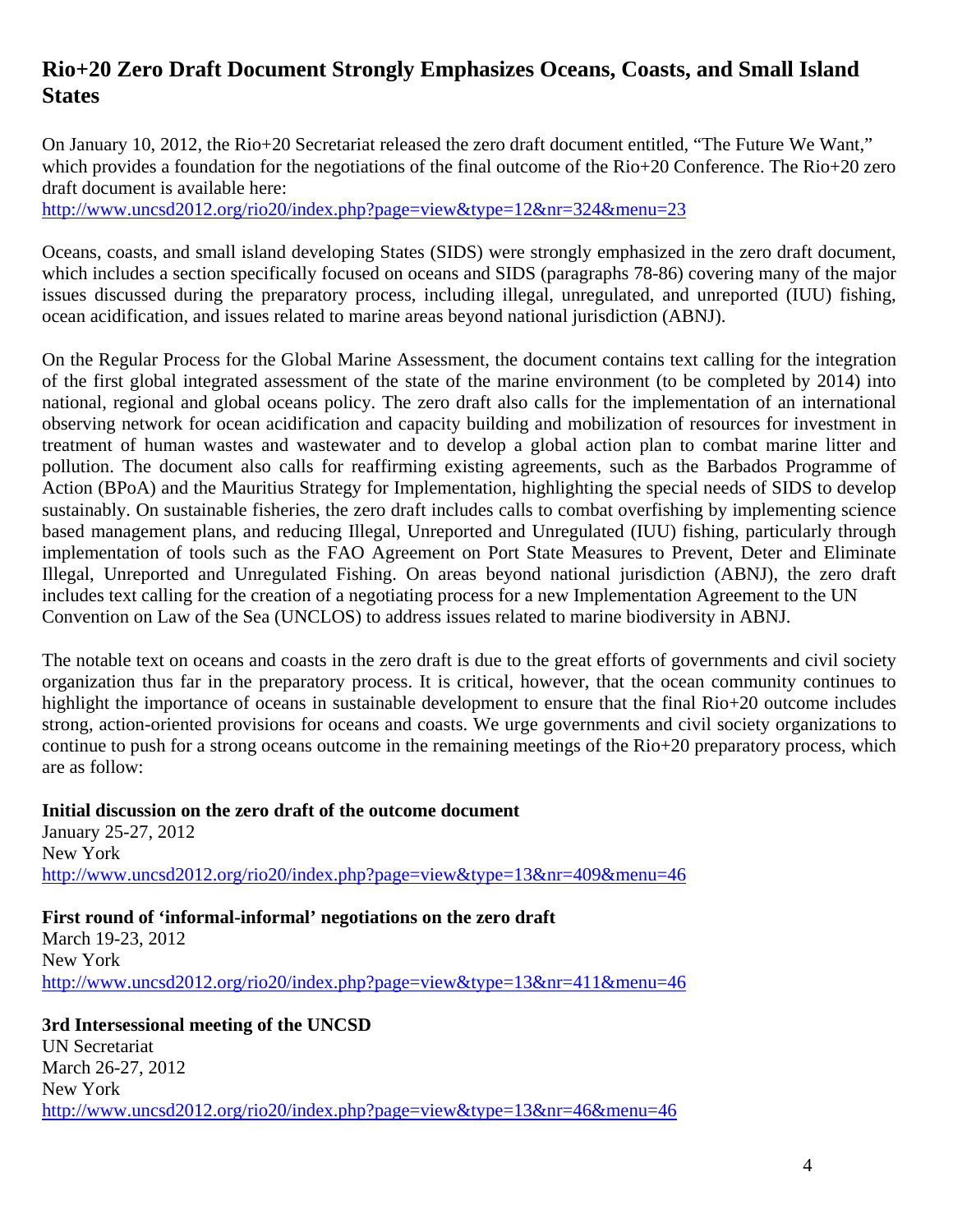## Rio+20 Zero Draft Document Strongly Emphasizes Oceans, Coasts, and Small Island States

On January 10, 2012, the Rio+20 Secretariat released the zero draft document entitled, "The Future We Want," which provides a foundation for the negotiations of the final outcome of the Rio+20 Conference. The Rio+20 zero draft document is available here:
http://www.uncsd2012.org/rio20/index.php?page=view&type=12&nr=324&menu=23

Oceans, coasts, and small island developing States (SIDS) were strongly emphasized in the zero draft document, which includes a section specifically focused on oceans and SIDS (paragraphs 78-86) covering many of the major issues discussed during the preparatory process, including illegal, unregulated, and unreported (IUU) fishing, ocean acidification, and issues related to marine areas beyond national jurisdiction (ABNJ).

On the Regular Process for the Global Marine Assessment, the document contains text calling for the integration of the first global integrated assessment of the state of the marine environment (to be completed by 2014) into national, regional and global oceans policy. The zero draft also calls for the implementation of an international observing network for ocean acidification and capacity building and mobilization of resources for investment in treatment of human wastes and wastewater and to develop a global action plan to combat marine litter and pollution. The document also calls for reaffirming existing agreements, such as the Barbados Programme of Action (BPoA) and the Mauritius Strategy for Implementation, highlighting the special needs of SIDS to develop sustainably. On sustainable fisheries, the zero draft includes calls to combat overfishing by implementing science based management plans, and reducing Illegal, Unreported and Unregulated (IUU) fishing, particularly through implementation of tools such as the FAO Agreement on Port State Measures to Prevent, Deter and Eliminate Illegal, Unreported and Unregulated Fishing. On areas beyond national jurisdiction (ABNJ), the zero draft includes text calling for the creation of a negotiating process for a new Implementation Agreement to the UN Convention on Law of the Sea (UNCLOS) to address issues related to marine biodiversity in ABNJ.

The notable text on oceans and coasts in the zero draft is due to the great efforts of governments and civil society organization thus far in the preparatory process. It is critical, however, that the ocean community continues to highlight the importance of oceans in sustainable development to ensure that the final Rio+20 outcome includes strong, action-oriented provisions for oceans and coasts. We urge governments and civil society organizations to continue to push for a strong oceans outcome in the remaining meetings of the Rio+20 preparatory process, which are as follow:

**Initial discussion on the zero draft of the outcome document**
January 25-27, 2012
New York
http://www.uncsd2012.org/rio20/index.php?page=view&type=13&nr=409&menu=46

**First round of 'informal-informal' negotiations on the zero draft**
March 19-23, 2012
New York
http://www.uncsd2012.org/rio20/index.php?page=view&type=13&nr=411&menu=46

**3rd Intersessional meeting of the UNCSD**
UN Secretariat
March 26-27, 2012
New York
http://www.uncsd2012.org/rio20/index.php?page=view&type=13&nr=46&menu=46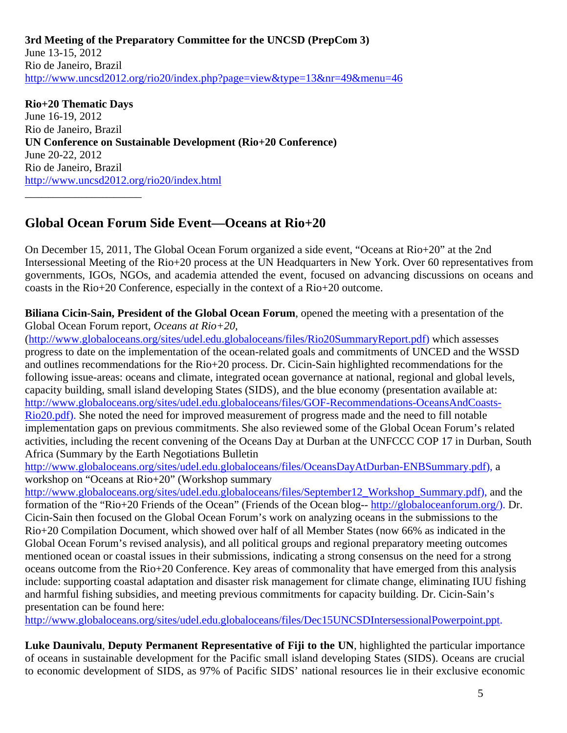**3rd Meeting of the Preparatory Committee for the UNCSD (PrepCom 3)**
June 13-15, 2012
Rio de Janeiro, Brazil
http://www.uncsd2012.org/rio20/index.php?page=view&type=13&nr=49&menu=46

**Rio+20 Thematic Days**
June 16-19, 2012
Rio de Janeiro, Brazil
**UN Conference on Sustainable Development (Rio+20 Conference)**
June 20-22, 2012
Rio de Janeiro, Brazil
http://www.uncsd2012.org/rio20/index.html

---

## Global Ocean Forum Side Event—Oceans at Rio+20

On December 15, 2011, The Global Ocean Forum organized a side event, "Oceans at Rio+20" at the 2nd Intersessional Meeting of the Rio+20 process at the UN Headquarters in New York. Over 60 representatives from governments, IGOs, NGOs, and academia attended the event, focused on advancing discussions on oceans and coasts in the Rio+20 Conference, especially in the context of a Rio+20 outcome.

**Biliana Cicin-Sain, President of the Global Ocean Forum**, opened the meeting with a presentation of the Global Ocean Forum report, *Oceans at Rio+20*, (http://www.globaloceans.org/sites/udel.edu.globaloceans/files/Rio20SummaryReport.pdf) which assesses progress to date on the implementation of the ocean-related goals and commitments of UNCED and the WSSD and outlines recommendations for the Rio+20 process. Dr. Cicin-Sain highlighted recommendations for the following issue-areas: oceans and climate, integrated ocean governance at national, regional and global levels, capacity building, small island developing States (SIDS), and the blue economy (presentation available at: http://www.globaloceans.org/sites/udel.edu.globaloceans/files/GOF-Recommendations-OceansAndCoasts-Rio20.pdf). She noted the need for improved measurement of progress made and the need to fill notable implementation gaps on previous commitments. She also reviewed some of the Global Ocean Forum's related activities, including the recent convening of the Oceans Day at Durban at the UNFCCC COP 17 in Durban, South Africa (Summary by the Earth Negotiations Bulletin http://www.globaloceans.org/sites/udel.edu.globaloceans/files/OceansDayAtDurban-ENBSummary.pdf), a workshop on "Oceans at Rio+20" (Workshop summary http://www.globaloceans.org/sites/udel.edu.globaloceans/files/September12_Workshop_Summary.pdf), and the formation of the "Rio+20 Friends of the Ocean" (Friends of the Ocean blog-- http://globaloceanforum.org/). Dr. Cicin-Sain then focused on the Global Ocean Forum's work on analyzing oceans in the submissions to the Rio+20 Compilation Document, which showed over half of all Member States (now 66% as indicated in the Global Ocean Forum's revised analysis), and all political groups and regional preparatory meeting outcomes mentioned ocean or coastal issues in their submissions, indicating a strong consensus on the need for a strong oceans outcome from the Rio+20 Conference. Key areas of commonality that have emerged from this analysis include: supporting coastal adaptation and disaster risk management for climate change, eliminating IUU fishing and harmful fishing subsidies, and meeting previous commitments for capacity building. Dr. Cicin-Sain's presentation can be found here: http://www.globaloceans.org/sites/udel.edu.globaloceans/files/Dec15UNCSDIntersessionalPowerpoint.ppt.

**Luke Daunivalu**, **Deputy Permanent Representative of Fiji to the UN**, highlighted the particular importance of oceans in sustainable development for the Pacific small island developing States (SIDS). Oceans are crucial to economic development of SIDS, as 97% of Pacific SIDS' national resources lie in their exclusive economic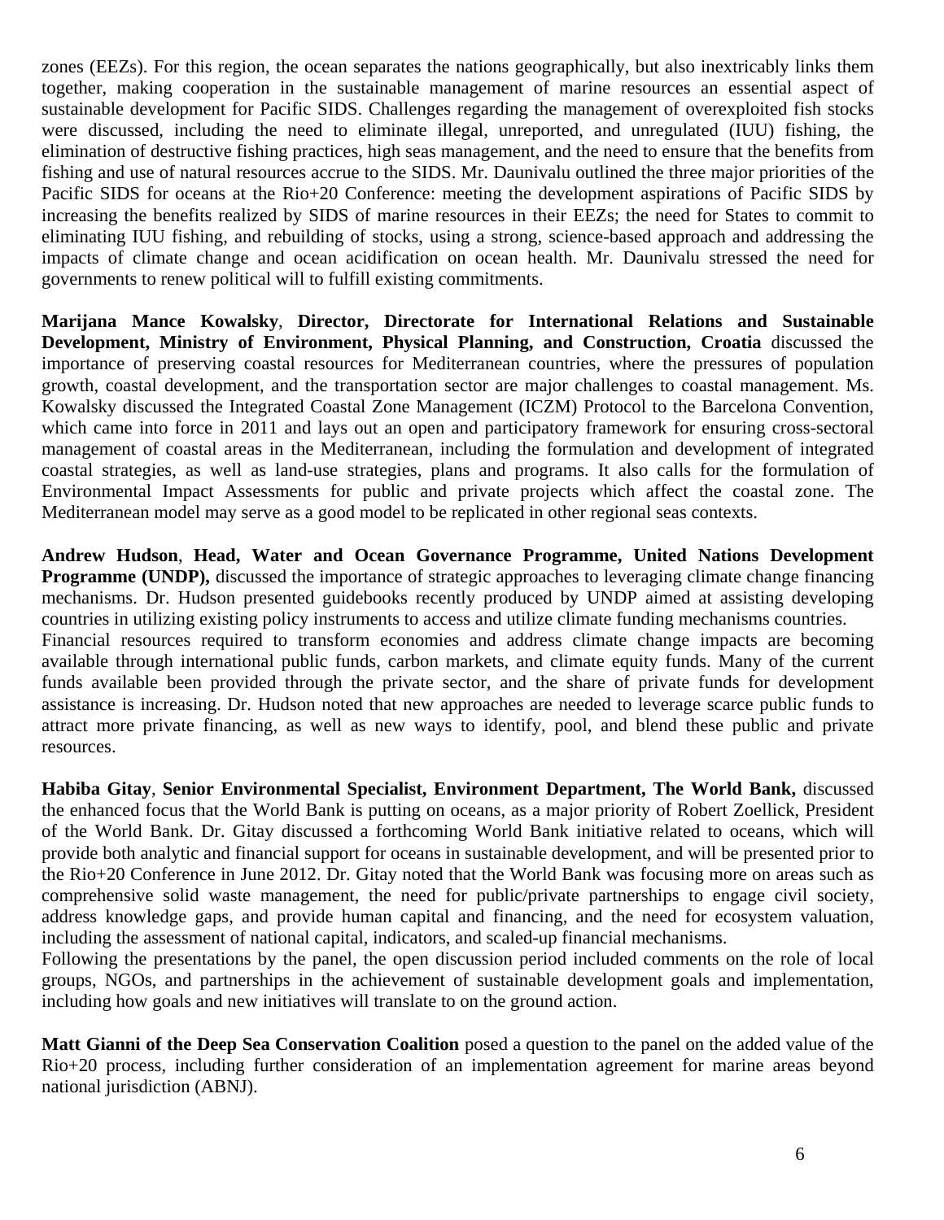zones (EEZs). For this region, the ocean separates the nations geographically, but also inextricably links them together, making cooperation in the sustainable management of marine resources an essential aspect of sustainable development for Pacific SIDS. Challenges regarding the management of overexploited fish stocks were discussed, including the need to eliminate illegal, unreported, and unregulated (IUU) fishing, the elimination of destructive fishing practices, high seas management, and the need to ensure that the benefits from fishing and use of natural resources accrue to the SIDS. Mr. Daunivalu outlined the three major priorities of the Pacific SIDS for oceans at the Rio+20 Conference: meeting the development aspirations of Pacific SIDS by increasing the benefits realized by SIDS of marine resources in their EEZs; the need for States to commit to eliminating IUU fishing, and rebuilding of stocks, using a strong, science-based approach and addressing the impacts of climate change and ocean acidification on ocean health. Mr. Daunivalu stressed the need for governments to renew political will to fulfill existing commitments.

**Marijana Mance Kowalsky**, **Director, Directorate for International Relations and Sustainable Development, Ministry of Environment, Physical Planning, and Construction, Croatia** discussed the importance of preserving coastal resources for Mediterranean countries, where the pressures of population growth, coastal development, and the transportation sector are major challenges to coastal management. Ms. Kowalsky discussed the Integrated Coastal Zone Management (ICZM) Protocol to the Barcelona Convention, which came into force in 2011 and lays out an open and participatory framework for ensuring cross-sectoral management of coastal areas in the Mediterranean, including the formulation and development of integrated coastal strategies, as well as land-use strategies, plans and programs. It also calls for the formulation of Environmental Impact Assessments for public and private projects which affect the coastal zone. The Mediterranean model may serve as a good model to be replicated in other regional seas contexts.

**Andrew Hudson**, **Head, Water and Ocean Governance Programme, United Nations Development Programme (UNDP),** discussed the importance of strategic approaches to leveraging climate change financing mechanisms. Dr. Hudson presented guidebooks recently produced by UNDP aimed at assisting developing countries in utilizing existing policy instruments to access and utilize climate funding mechanisms countries.
Financial resources required to transform economies and address climate change impacts are becoming available through international public funds, carbon markets, and climate equity funds. Many of the current funds available been provided through the private sector, and the share of private funds for development assistance is increasing. Dr. Hudson noted that new approaches are needed to leverage scarce public funds to attract more private financing, as well as new ways to identify, pool, and blend these public and private resources.

**Habiba Gitay**, **Senior Environmental Specialist, Environment Department, The World Bank,** discussed the enhanced focus that the World Bank is putting on oceans, as a major priority of Robert Zoellick, President of the World Bank. Dr. Gitay discussed a forthcoming World Bank initiative related to oceans, which will provide both analytic and financial support for oceans in sustainable development, and will be presented prior to the Rio+20 Conference in June 2012. Dr. Gitay noted that the World Bank was focusing more on areas such as comprehensive solid waste management, the need for public/private partnerships to engage civil society, address knowledge gaps, and provide human capital and financing, and the need for ecosystem valuation, including the assessment of national capital, indicators, and scaled-up financial mechanisms.
Following the presentations by the panel, the open discussion period included comments on the role of local groups, NGOs, and partnerships in the achievement of sustainable development goals and implementation, including how goals and new initiatives will translate to on the ground action.

**Matt Gianni of the Deep Sea Conservation Coalition** posed a question to the panel on the added value of the Rio+20 process, including further consideration of an implementation agreement for marine areas beyond national jurisdiction (ABNJ).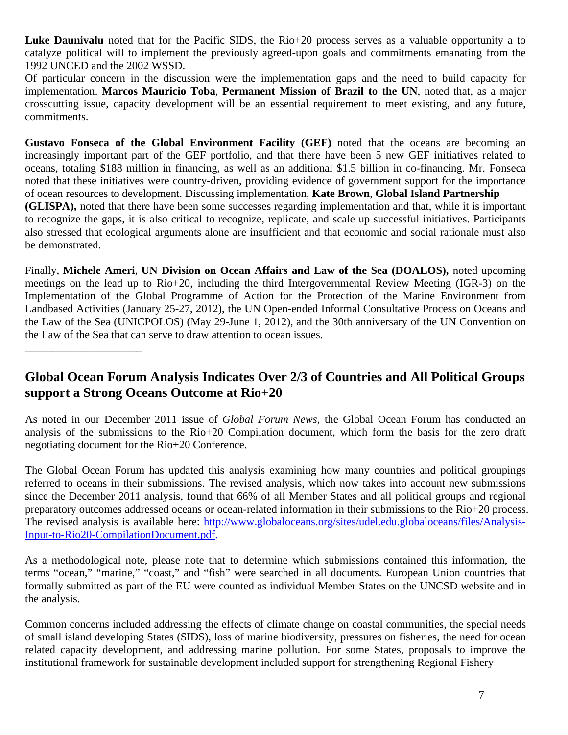**Luke Daunivalu** noted that for the Pacific SIDS, the Rio+20 process serves as a valuable opportunity a to catalyze political will to implement the previously agreed-upon goals and commitments emanating from the 1992 UNCED and the 2002 WSSD.

Of particular concern in the discussion were the implementation gaps and the need to build capacity for implementation. **Marcos Mauricio Toba**, **Permanent Mission of Brazil to the UN**, noted that, as a major crosscutting issue, capacity development will be an essential requirement to meet existing, and any future, commitments.

**Gustavo Fonseca of the Global Environment Facility (GEF)** noted that the oceans are becoming an increasingly important part of the GEF portfolio, and that there have been 5 new GEF initiatives related to oceans, totaling $188 million in financing, as well as an additional $1.5 billion in co-financing. Mr. Fonseca noted that these initiatives were country-driven, providing evidence of government support for the importance of ocean resources to development. Discussing implementation, **Kate Brown**, **Global Island Partnership (GLISPA),** noted that there have been some successes regarding implementation and that, while it is important to recognize the gaps, it is also critical to recognize, replicate, and scale up successful initiatives. Participants also stressed that ecological arguments alone are insufficient and that economic and social rationale must also be demonstrated.

Finally, **Michele Ameri**, **UN Division on Ocean Affairs and Law of the Sea (DOALOS),** noted upcoming meetings on the lead up to Rio+20, including the third Intergovernmental Review Meeting (IGR-3) on the Implementation of the Global Programme of Action for the Protection of the Marine Environment from Landbased Activities (January 25-27, 2012), the UN Open-ended Informal Consultative Process on Oceans and the Law of the Sea (UNICPOLOS) (May 29-June 1, 2012), and the 30th anniversary of the UN Convention on the Law of the Sea that can serve to draw attention to ocean issues.

---

## Global Ocean Forum Analysis Indicates Over 2/3 of Countries and All Political Groups support a Strong Oceans Outcome at Rio+20

As noted in our December 2011 issue of *Global Forum News*, the Global Ocean Forum has conducted an analysis of the submissions to the Rio+20 Compilation document, which form the basis for the zero draft negotiating document for the Rio+20 Conference.

The Global Ocean Forum has updated this analysis examining how many countries and political groupings referred to oceans in their submissions. The revised analysis, which now takes into account new submissions since the December 2011 analysis, found that 66% of all Member States and all political groups and regional preparatory outcomes addressed oceans or ocean-related information in their submissions to the Rio+20 process. The revised analysis is available here: [http://www.globaloceans.org/sites/udel.edu.globaloceans/files/Analysis-Input-to-Rio20-CompilationDocument.pdf](http://www.globaloceans.org/sites/udel.edu.globaloceans/files/Analysis-Input-to-Rio20-CompilationDocument.pdf).

As a methodological note, please note that to determine which submissions contained this information, the terms "ocean," "marine," "coast," and "fish" were searched in all documents. European Union countries that formally submitted as part of the EU were counted as individual Member States on the UNCSD website and in the analysis.

Common concerns included addressing the effects of climate change on coastal communities, the special needs of small island developing States (SIDS), loss of marine biodiversity, pressures on fisheries, the need for ocean related capacity development, and addressing marine pollution. For some States, proposals to improve the institutional framework for sustainable development included support for strengthening Regional Fishery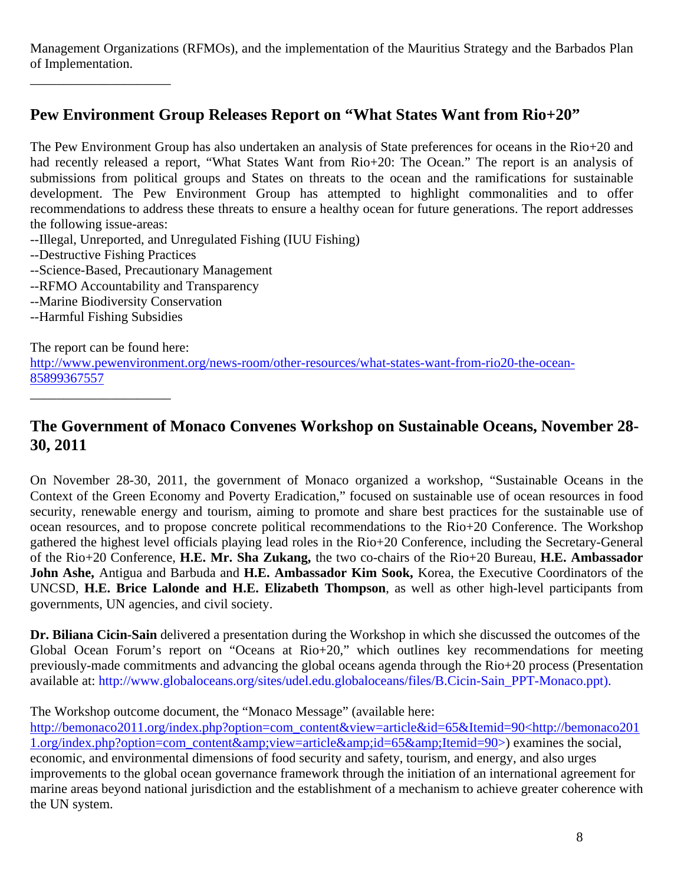Management Organizations (RFMOs), and the implementation of the Mauritius Strategy and the Barbados Plan of Implementation.

---

## Pew Environment Group Releases Report on "What States Want from Rio+20"

The Pew Environment Group has also undertaken an analysis of State preferences for oceans in the Rio+20 and had recently released a report, "What States Want from Rio+20: The Ocean." The report is an analysis of submissions from political groups and States on threats to the ocean and the ramifications for sustainable development. The Pew Environment Group has attempted to highlight commonalities and to offer recommendations to address these threats to ensure a healthy ocean for future generations. The report addresses the following issue-areas:

--Illegal, Unreported, and Unregulated Fishing (IUU Fishing)
--Destructive Fishing Practices
--Science-Based, Precautionary Management
--RFMO Accountability and Transparency
--Marine Biodiversity Conservation
--Harmful Fishing Subsidies

The report can be found here:
http://www.pewenvironment.org/news-room/other-resources/what-states-want-from-rio20-the-ocean-85899367557

---

## The Government of Monaco Convenes Workshop on Sustainable Oceans, November 28-30, 2011

On November 28-30, 2011, the government of Monaco organized a workshop, "Sustainable Oceans in the Context of the Green Economy and Poverty Eradication," focused on sustainable use of ocean resources in food security, renewable energy and tourism, aiming to promote and share best practices for the sustainable use of ocean resources, and to propose concrete political recommendations to the Rio+20 Conference. The Workshop gathered the highest level officials playing lead roles in the Rio+20 Conference, including the Secretary-General of the Rio+20 Conference, **H.E. Mr. Sha Zukang,** the two co-chairs of the Rio+20 Bureau, **H.E. Ambassador John Ashe,** Antigua and Barbuda and **H.E. Ambassador Kim Sook,** Korea, the Executive Coordinators of the UNCSD, **H.E. Brice Lalonde and H.E. Elizabeth Thompson**, as well as other high-level participants from governments, UN agencies, and civil society.

**Dr. Biliana Cicin-Sain** delivered a presentation during the Workshop in which she discussed the outcomes of the Global Ocean Forum's report on "Oceans at Rio+20," which outlines key recommendations for meeting previously-made commitments and advancing the global oceans agenda through the Rio+20 process (Presentation available at: http://www.globaloceans.org/sites/udel.edu.globaloceans/files/B.Cicin-Sain_PPT-Monaco.ppt).

The Workshop outcome document, the "Monaco Message" (available here: http://bemonaco2011.org/index.php?option=com_content&view=article&id=65&Itemid=90<http://bemonaco2011.org/index.php?option=com_content&amp;view=article&amp;id=65&amp;Itemid=90>) examines the social, economic, and environmental dimensions of food security and safety, tourism, and energy, and also urges improvements to the global ocean governance framework through the initiation of an international agreement for marine areas beyond national jurisdiction and the establishment of a mechanism to achieve greater coherence with the UN system.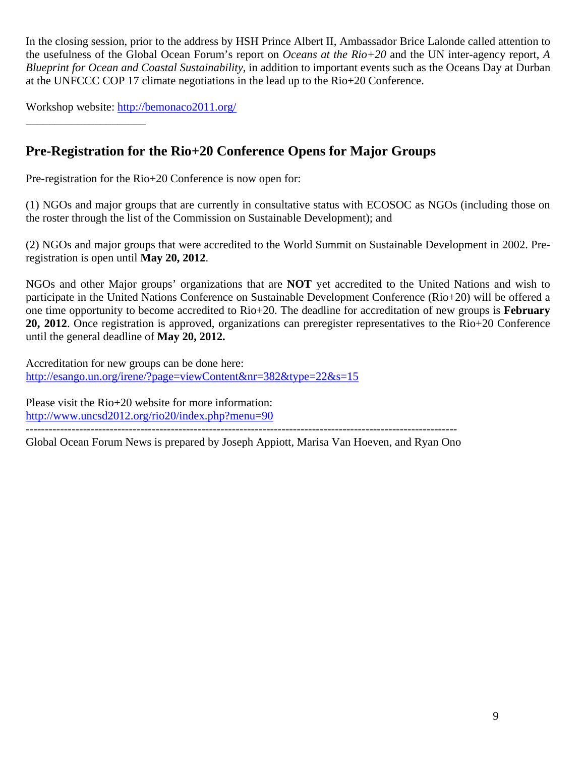In the closing session, prior to the address by HSH Prince Albert II, Ambassador Brice Lalonde called attention to the usefulness of the Global Ocean Forum's report on *Oceans at the Rio+20* and the UN inter-agency report, *A Blueprint for Ocean and Coastal Sustainability*, in addition to important events such as the Oceans Day at Durban at the UNFCCC COP 17 climate negotiations in the lead up to the Rio+20 Conference.

Workshop website: [http://bemonaco2011.org/](http://bemonaco2011.org/)

---

## Pre-Registration for the Rio+20 Conference Opens for Major Groups

Pre-registration for the Rio+20 Conference is now open for:

(1) NGOs and major groups that are currently in consultative status with ECOSOC as NGOs (including those on the roster through the list of the Commission on Sustainable Development); and

(2) NGOs and major groups that were accredited to the World Summit on Sustainable Development in 2002. Pre-registration is open until **May 20, 2012**.

NGOs and other Major groups' organizations that are **NOT** yet accredited to the United Nations and wish to participate in the United Nations Conference on Sustainable Development Conference (Rio+20) will be offered a one time opportunity to become accredited to Rio+20. The deadline for accreditation of new groups is **February 20, 2012**. Once registration is approved, organizations can preregister representatives to the Rio+20 Conference until the general deadline of **May 20, 2012.**

Accreditation for new groups can be done here:
[http://esango.un.org/irene/?page=viewContent&nr=382&type=22&s=15](http://esango.un.org/irene/?page=viewContent&nr=382&type=22&s=15)

Please visit the Rio+20 website for more information:
[http://www.uncsd2012.org/rio20/index.php?menu=90](http://www.uncsd2012.org/rio20/index.php?menu=90)

---

Global Ocean Forum News is prepared by Joseph Appiott, Marisa Van Hoeven, and Ryan Ono